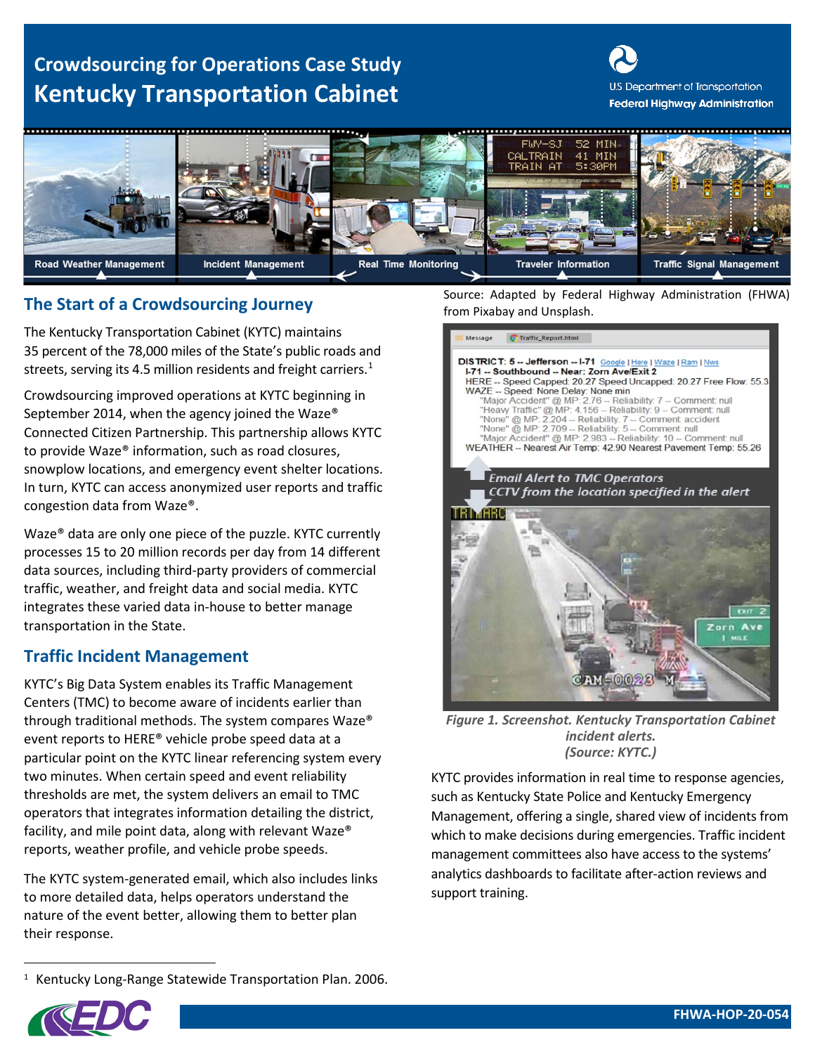# Crowdsourcing for Operations Case Study
# Kentucky Transportation Cabinet

U.S. Department of Transportation
Federal Highway Administration

Road Weather Management | Incident Management | Real Time Monitoring | Traveler Information | Traffic Signal Management

Source: Adapted by Federal Highway Administration (FHWA) from Pixabay and Unsplash.

## The Start of a Crowdsourcing Journey

The Kentucky Transportation Cabinet (KYTC) maintains 35 percent of the 78,000 miles of the State's public roads and streets, serving its 4.5 million residents and freight carriers.[1]

Crowdsourcing improved operations at KYTC beginning in September 2014, when the agency joined the Waze® Connected Citizen Partnership. This partnership allows KYTC to provide Waze® information, such as road closures, snowplow locations, and emergency event shelter locations. In turn, KYTC can access anonymized user reports and traffic congestion data from Waze®.

Waze® data are only one piece of the puzzle. KYTC currently processes 15 to 20 million records per day from 14 different data sources, including third-party providers of commercial traffic, weather, and freight data and social media. KYTC integrates these varied data in-house to better manage transportation in the State.

## Traffic Incident Management

KYTC's Big Data System enables its Traffic Management Centers (TMC) to become aware of incidents earlier than through traditional methods. The system compares Waze® event reports to HERE® vehicle probe speed data at a particular point on the KYTC linear referencing system every two minutes. When certain speed and event reliability thresholds are met, the system delivers an email to TMC operators that integrates information detailing the district, facility, and mile point data, along with relevant Waze® reports, weather profile, and vehicle probe speeds.

The KYTC system-generated email, which also includes links to more detailed data, helps operators understand the nature of the event better, allowing them to better plan their response.

*Figure 1. Screenshot. Kentucky Transportation Cabinet incident alerts. (Source: KYTC.)*

KYTC provides information in real time to response agencies, such as Kentucky State Police and Kentucky Emergency Management, offering a single, shared view of incidents from which to make decisions during emergencies. Traffic incident management committees also have access to the systems' analytics dashboards to facilitate after-action reviews and support training.

---

[1] Kentucky Long-Range Statewide Transportation Plan. 2006.

FHWA-HOP-20-054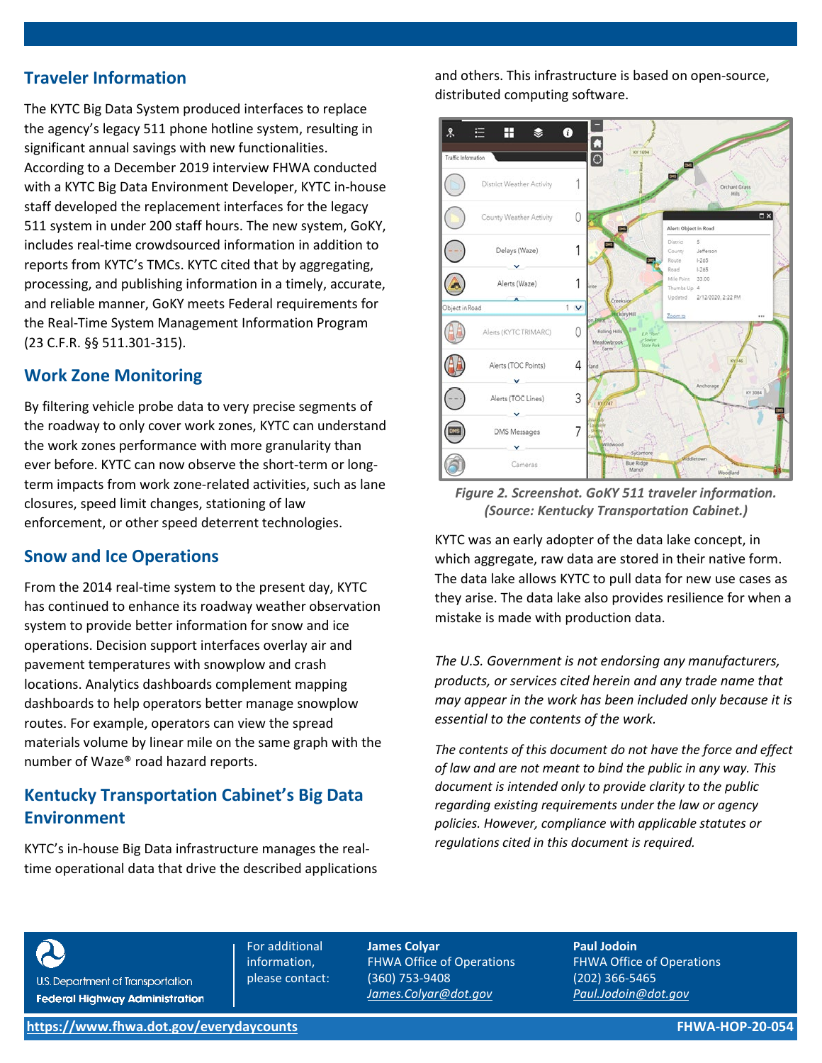## Traveler Information

The KYTC Big Data System produced interfaces to replace the agency's legacy 511 phone hotline system, resulting in significant annual savings with new functionalities. According to a December 2019 interview FHWA conducted with a KYTC Big Data Environment Developer, KYTC in-house staff developed the replacement interfaces for the legacy 511 system in under 200 staff hours. The new system, GoKY, includes real-time crowdsourced information in addition to reports from KYTC's TMCs. KYTC cited that by aggregating, processing, and publishing information in a timely, accurate, and reliable manner, GoKY meets Federal requirements for the Real-Time System Management Information Program (23 C.F.R. §§ 511.301-315).

## Work Zone Monitoring

By filtering vehicle probe data to very precise segments of the roadway to only cover work zones, KYTC can understand the work zones performance with more granularity than ever before. KYTC can now observe the short-term or long-term impacts from work zone-related activities, such as lane closures, speed limit changes, stationing of law enforcement, or other speed deterrent technologies.

## Snow and Ice Operations

From the 2014 real-time system to the present day, KYTC has continued to enhance its roadway weather observation system to provide better information for snow and ice operations. Decision support interfaces overlay air and pavement temperatures with snowplow and crash locations. Analytics dashboards complement mapping dashboards to help operators better manage snowplow routes. For example, operators can view the spread materials volume by linear mile on the same graph with the number of Waze® road hazard reports.

## Kentucky Transportation Cabinet's Big Data Environment

KYTC's in-house Big Data infrastructure manages the real-time operational data that drive the described applications and others. This infrastructure is based on open-source, distributed computing software.

*Figure 2. Screenshot. GoKY 511 traveler information. (Source: Kentucky Transportation Cabinet.)*

KYTC was an early adopter of the data lake concept, in which aggregate, raw data are stored in their native form. The data lake allows KYTC to pull data for new use cases as they arise. The data lake also provides resilience for when a mistake is made with production data.

*The U.S. Government is not endorsing any manufacturers, products, or services cited herein and any trade name that may appear in the work has been included only because it is essential to the contents of the work.*

*The contents of this document do not have the force and effect of law and are not meant to bind the public in any way. This document is intended only to provide clarity to the public regarding existing requirements under the law or agency policies. However, compliance with applicable statutes or regulations cited in this document is required.*

U.S. Department of Transportation
**Federal Highway Administration**

For additional information, please contact:

**James Colyar**
FHWA Office of Operations
(360) 753-9408
James.Colyar@dot.gov

**Paul Jodoin**
FHWA Office of Operations
(202) 366-5465
Paul.Jodoin@dot.gov

https://www.fhwa.dot.gov/everydaycounts

FHWA-HOP-20-054